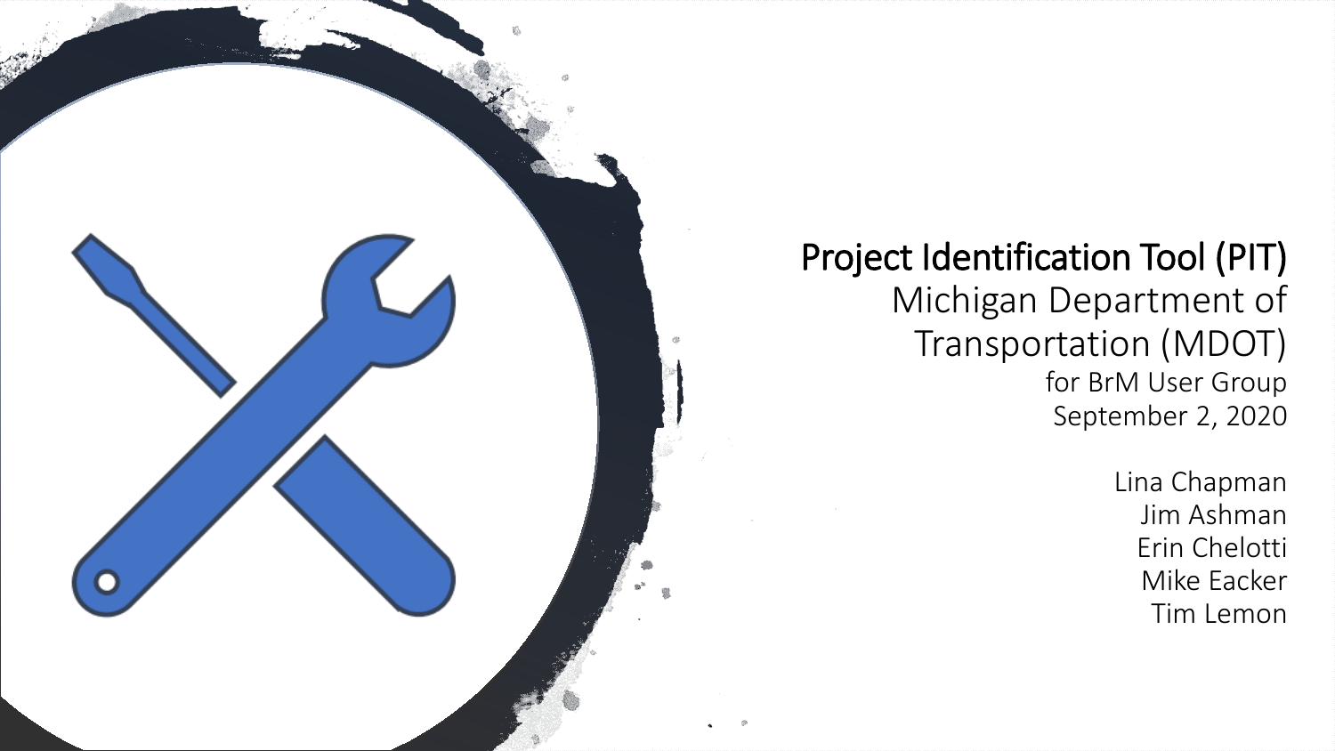# Project Identification Tool (PIT)

## Michigan Department of Transportation (MDOT)

for BrM User Group

September 2, 2020

Lina Chapman
Jim Ashman
Erin Chelotti
Mike Eacker
Tim Lemon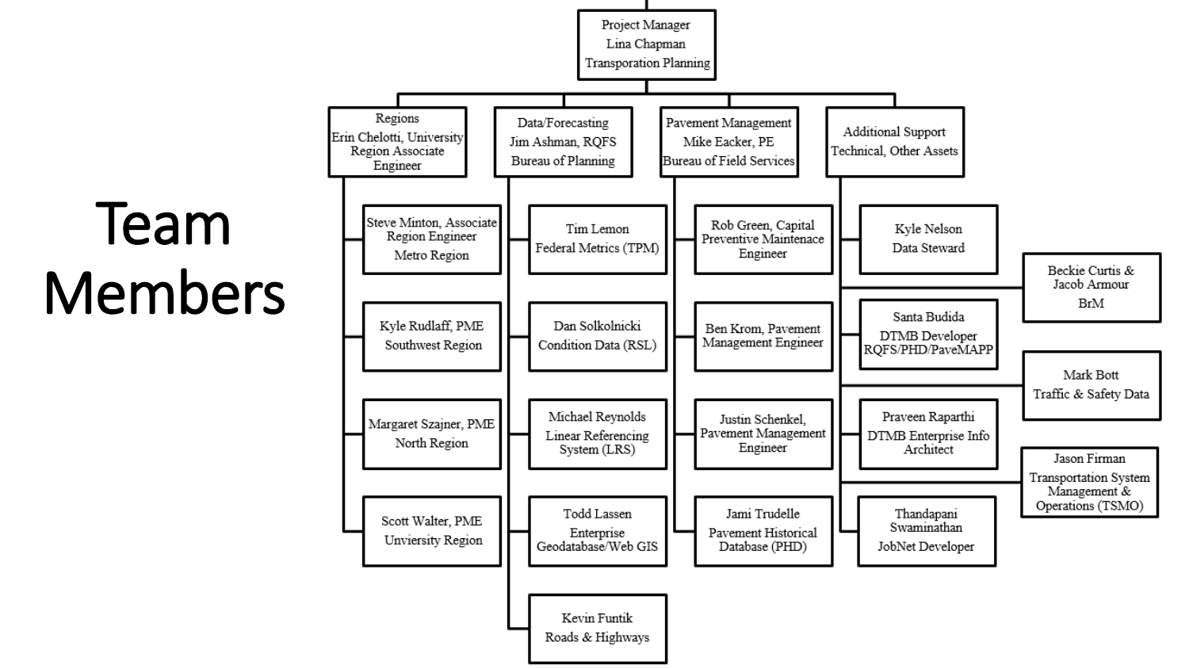# Team Members

- **Project Manager**
  - Lina Chapman
  - Transporation Planning

- **Regions**
  - Erin Chelotti, University Region Associate Engineer
  - Steve Minton, Associate Region Engineer – Metro Region
  - Kyle Rudlaff, PME – Southwest Region
  - Margaret Szajner, PME – North Region
  - Scott Walter, PME – Unviersity Region

- **Data/Forecasting**
  - Jim Ashman, RQFS – Bureau of Planning
  - Tim Lemon – Federal Metrics (TPM)
  - Dan Solkolnicki – Condition Data (RSL)
  - Michael Reynolds – Linear Referencing System (LRS)
  - Todd Lassen – Enterprise Geodatabase/Web GIS
  - Kevin Funtik – Roads & Highways

- **Pavement Management**
  - Mike Eacker, PE – Bureau of Field Services
  - Rob Green, Capital Preventive Maintenace Engineer
  - Ben Krom, Pavement Management Engineer
  - Justin Schenkel, Pavement Management Engineer
  - Jami Trudelle – Pavement Historical Database (PHD)

- **Additional Support**
  - Technical, Other Assets
  - Kyle Nelson – Data Steward
  - Santa Budida – DTMB Developer RQFS/PHD/PaveMAPP
  - Praveen Raparthi – DTMB Enterprise Info Architect
  - Thandapani Swaminathan – JobNet Developer
  - Beckie Curtis & Jacob Armour – BrM
  - Mark Bott – Traffic & Safety Data
  - Jason Firman – Transportation System Management & Operations (TSMO)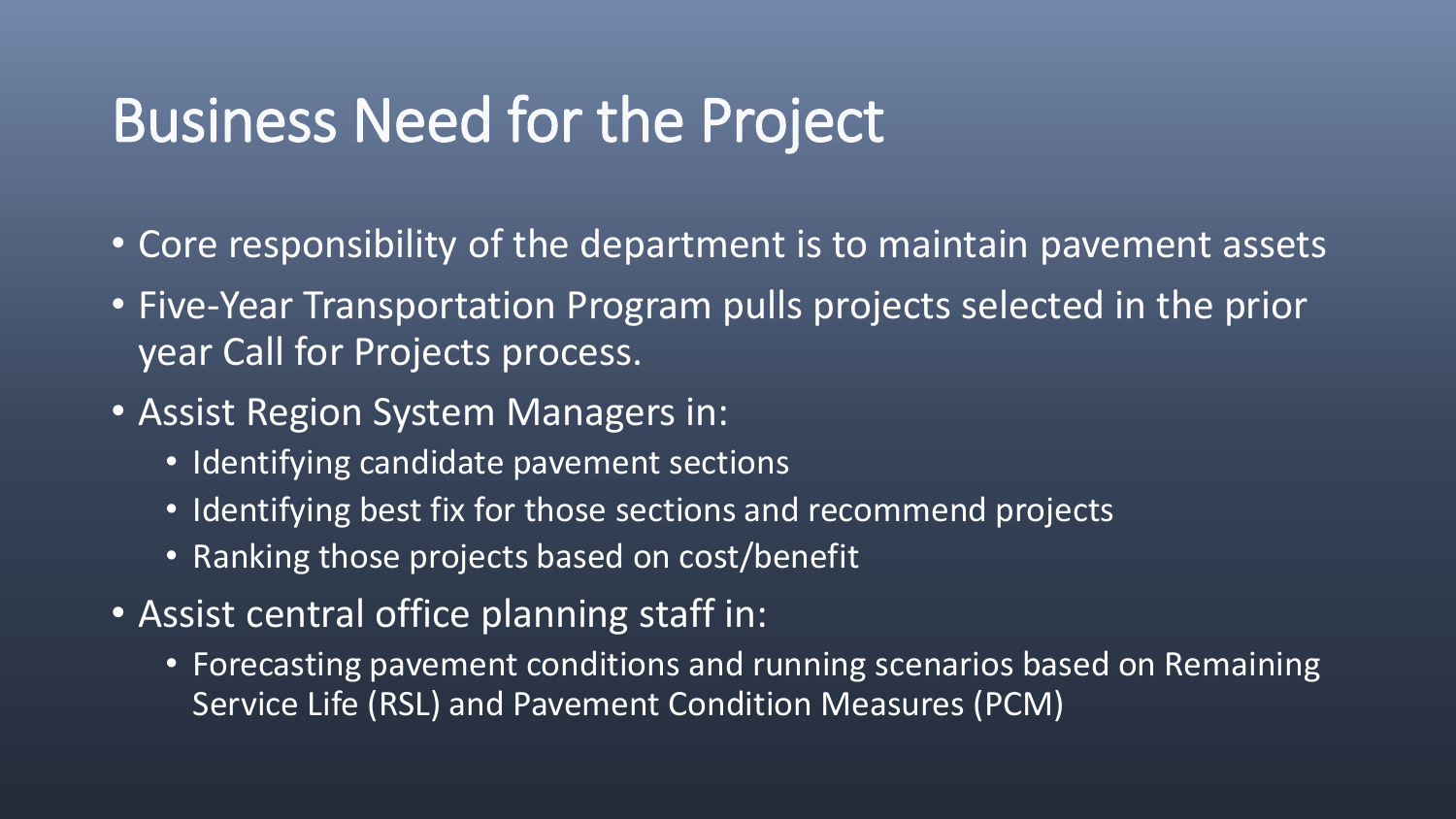# Business Need for the Project

- Core responsibility of the department is to maintain pavement assets
- Five-Year Transportation Program pulls projects selected in the prior year Call for Projects process.
- Assist Region System Managers in:
  - Identifying candidate pavement sections
  - Identifying best fix for those sections and recommend projects
  - Ranking those projects based on cost/benefit
- Assist central office planning staff in:
  - Forecasting pavement conditions and running scenarios based on Remaining Service Life (RSL) and Pavement Condition Measures (PCM)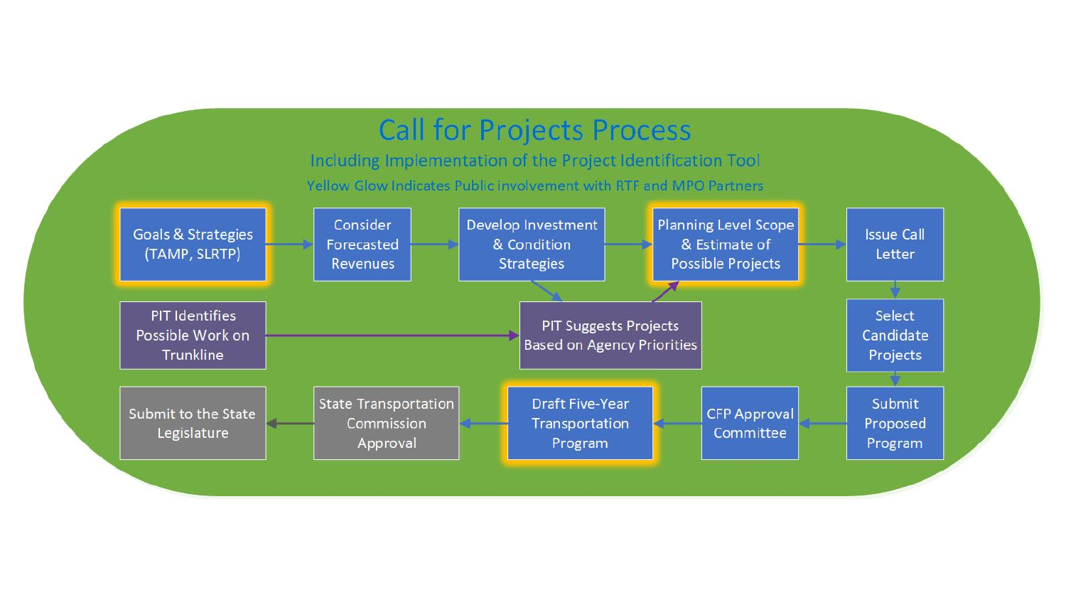# Call for Projects Process

## Including Implementation of the Project Identification Tool

Yellow Glow Indicates Public involvement with RTF and MPO Partners

- Goals & Strategies (TAMP, SLRTP)
- Consider Forecasted Revenues
- Develop Investment & Condition Strategies
- Planning Level Scope & Estimate of Possible Projects
- Issue Call Letter
- Select Candidate Projects
- Submit Proposed Program
- CFP Approval Committee
- Draft Five-Year Transportation Program
- State Transportation Commission Approval
- Submit to the State Legislature

- PIT Identifies Possible Work on Trunkline
- PIT Suggests Projects Based on Agency Priorities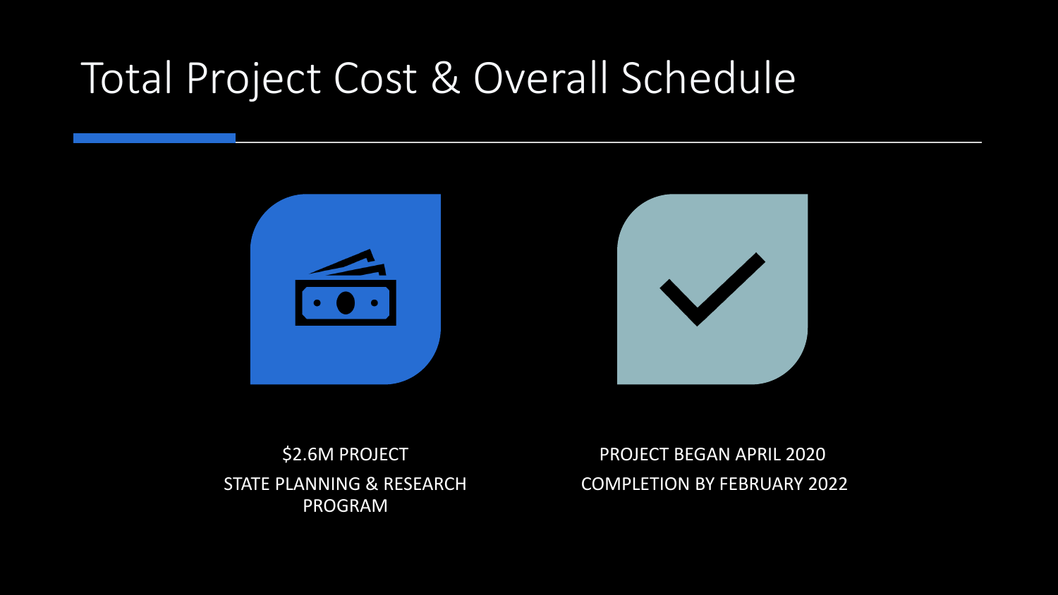# Total Project Cost & Overall Schedule

$2.6M PROJECT

STATE PLANNING & RESEARCH PROGRAM

PROJECT BEGAN APRIL 2020

COMPLETION BY FEBRUARY 2022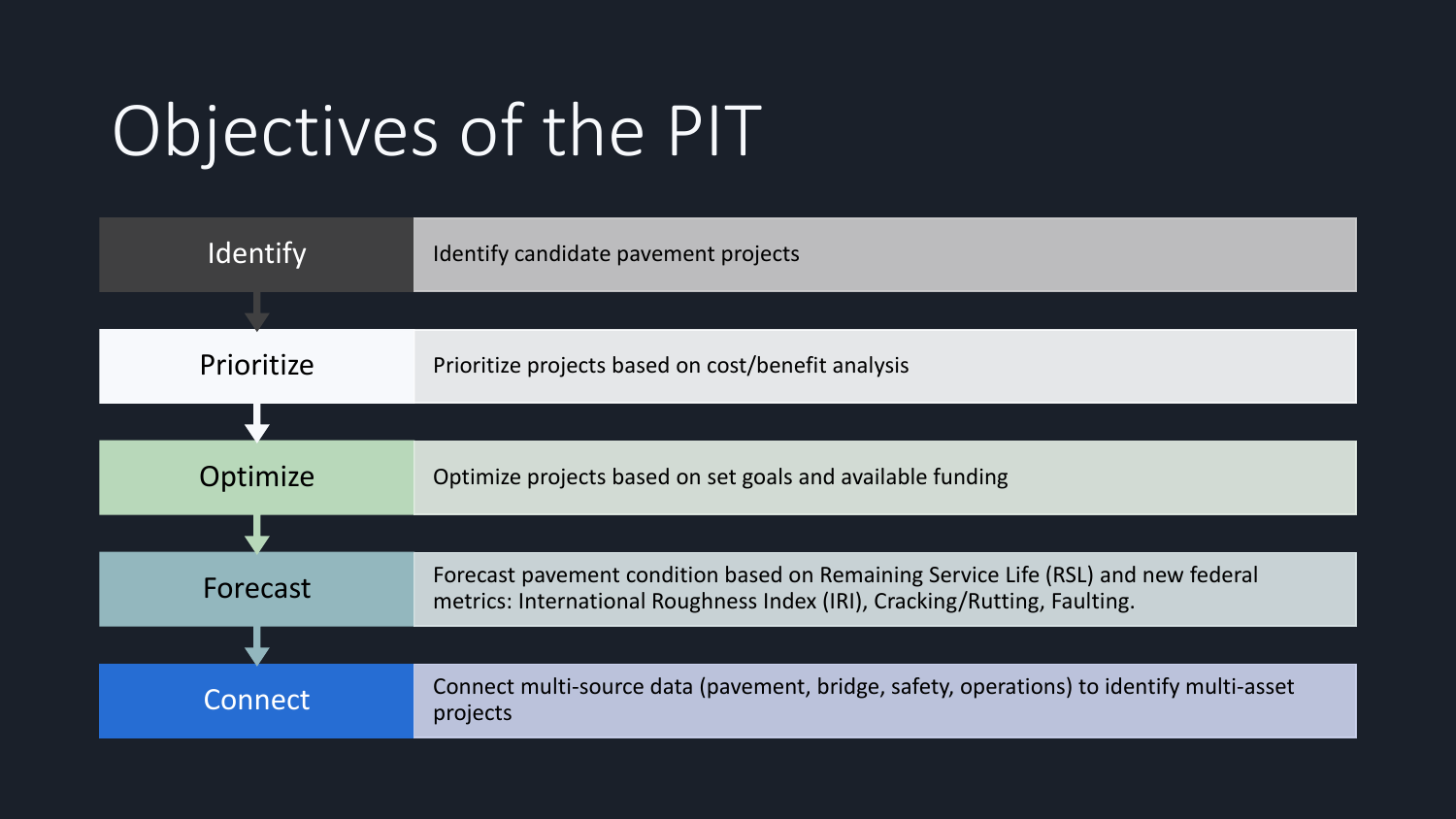# Objectives of the PIT

| Objective | Description |
| --- | --- |
| Identify | Identify candidate pavement projects |
| Prioritize | Prioritize projects based on cost/benefit analysis |
| Optimize | Optimize projects based on set goals and available funding |
| Forecast | Forecast pavement condition based on Remaining Service Life (RSL) and new federal metrics: International Roughness Index (IRI), Cracking/Rutting, Faulting. |
| Connect | Connect multi-source data (pavement, bridge, safety, operations) to identify multi-asset projects |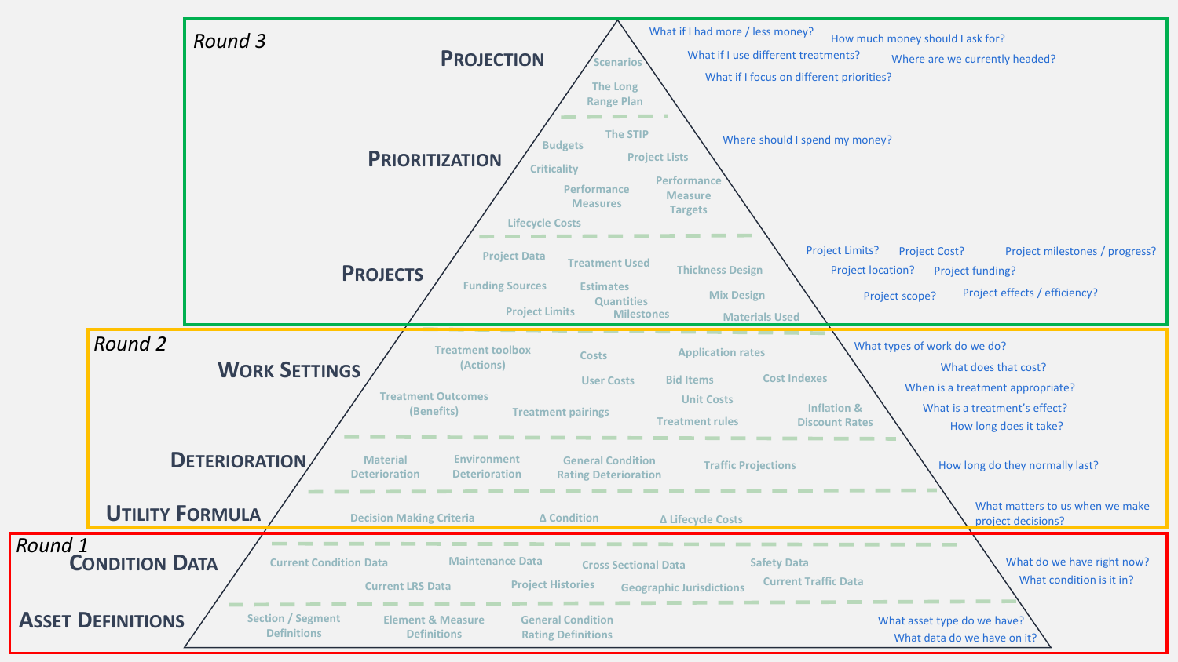## Round 3

### Projection

Scenarios

The Long Range Plan

- What if I had more / less money?
- How much money should I ask for?
- What if I use different treatments?
- Where are we currently headed?
- What if I focus on different priorities?

### Prioritization

Budgets, The STIP, Project Lists, Criticality, Performance Measures, Performance Measure Targets, Lifecycle Costs

- Where should I spend my money?

### Projects

Project Data, Treatment Used, Thickness Design, Funding Sources, Estimates, Quantities, Mix Design, Project Limits, Milestones, Materials Used

- Project Limits?
- Project Cost?
- Project milestones / progress?
- Project location?
- Project funding?
- Project scope?
- Project effects / efficiency?

## Round 2

### Work Settings

Treatment toolbox (Actions), Costs, Application rates, User Costs, Bid Items, Cost Indexes, Treatment Outcomes (Benefits), Unit Costs, Treatment pairings, Inflation & Discount Rates, Treatment rules

- What types of work do we do?
- What does that cost?
- When is a treatment appropriate?
- What is a treatment's effect?
- How long does it take?

### Deterioration

Material Deterioration, Environment Deterioration, General Condition Rating Deterioration, Traffic Projections

- How long do they normally last?

### Utility Formula

Decision Making Criteria, Δ Condition, Δ Lifecycle Costs

- What matters to us when we make project decisions?

## Round 1

### Condition Data

Current Condition Data, Maintenance Data, Cross Sectional Data, Safety Data, Current LRS Data, Project Histories, Geographic Jurisdictions, Current Traffic Data

- What do we have right now?
- What condition is it in?

### Asset Definitions

Section / Segment Definitions, Element & Measure Definitions, General Condition Rating Definitions

- What asset type do we have?
- What data do we have on it?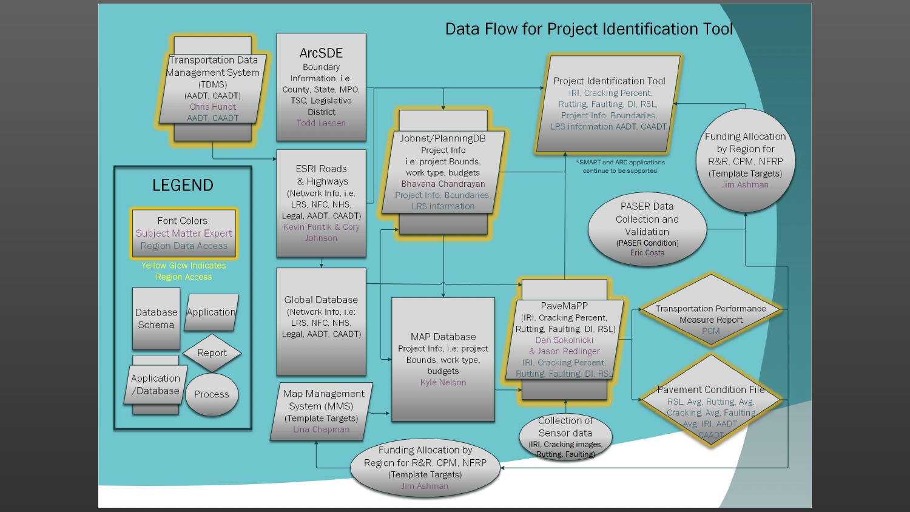# Data Flow for Project Identification Tool

**Transportation Data Management System (TDMS)**
(AADT, CAADT)
Chris Hundt
AADT, CAADT

**ArcSDE**
Boundary Information, i.e: County, State, MPO, TSC, Legislative District
Todd Lassen

**ESRI Roads & Highways**
(Network Info, i.e: LRS, NFC, NHS, Legal, AADT, CAADT)
Kevin Funtik & Cory Johnson

**Global Database**
(Network Info, i.e: LRS, NFC, NHS, Legal, AADT, CAADT)

**Map Management System (MMS)**
(Template Targets)
Lina Chapman

**Jobnet/PlanningDB**
Project Info
i.e: project Bounds, work type, budgets
Bhavana Chandrayan
Project Info, Boundaries, LRS information

**MAP Database**
Project Info, i.e: project Bounds, work type, budgets
Kyle Nelson

**Project Identification Tool**
IRI, Cracking Percent, Rutting, Faulting, DI, RSL, Project Info, Boundaries, LRS information AADT, CAADT

*SMART and ARC applications continue to be supported

**Funding Allocation by Region for R&R, CPM, NFRP**
(Template Targets)
Jim Ashman

**PASER Data Collection and Validation**
(PASER Condition)
Eric Costa

**PaveMaPP**
(IRI, Cracking Percent, Rutting, Faulting, DI, RSL)
Dan Sokolnicki & Jason Redlinger
IRI, Cracking Percent, Rutting, Faulting, DI, RSL

**Collection of Sensor data**
(IRI, Cracking images, Rutting, Faulting)

**Transportation Performance Measure Report**
PCM

**Pavement Condition File**
RSL, Avg. Rutting, Avg. Cracking, Avg. Faulting, Avg. IRI, AADT, CAADT

**Funding Allocation by Region for R&R, CPM, NFRP**
(Template Targets)
Jim Ashman

## LEGEND

Font Colors:
Subject Matter Expert
Region Data Access

Yellow Glow Indicates Region Access

- Database Schema
- Application
- Report
- Application /Database
- Process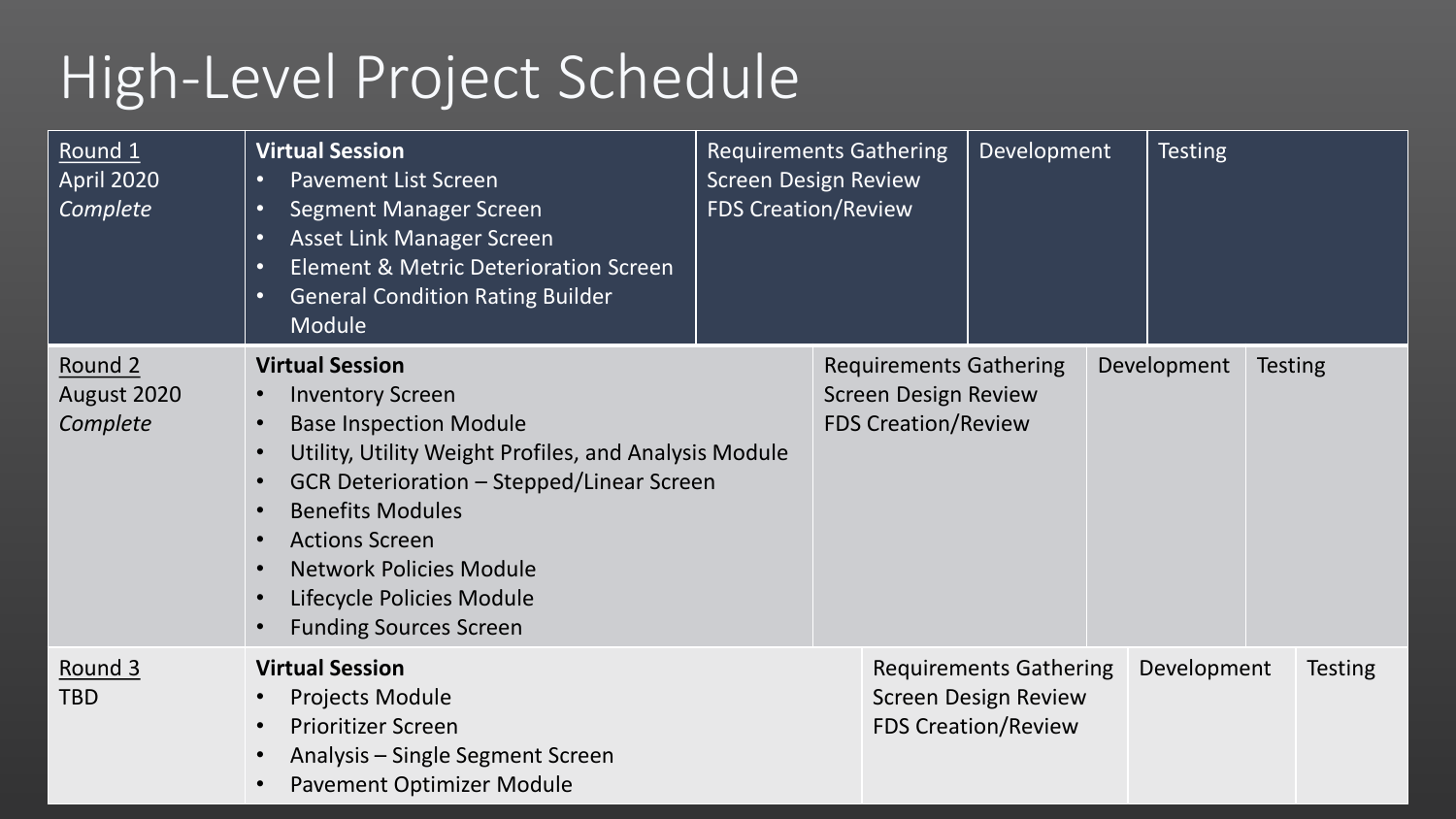# High-Level Project Schedule

| Round | Virtual Session | Requirements Gathering | Development | Testing |
|---|---|---|---|---|
| Round 1<br>April 2020<br>*Complete* | **Virtual Session**<br>• Pavement List Screen<br>• Segment Manager Screen<br>• Asset Link Manager Screen<br>• Element & Metric Deterioration Screen<br>• General Condition Rating Builder Module | Requirements Gathering<br>Screen Design Review<br>FDS Creation/Review | Development | Testing |
| Round 2<br>August 2020<br>*Complete* | **Virtual Session**<br>• Inventory Screen<br>• Base Inspection Module<br>• Utility, Utility Weight Profiles, and Analysis Module<br>• GCR Deterioration – Stepped/Linear Screen<br>• Benefits Modules<br>• Actions Screen<br>• Network Policies Module<br>• Lifecycle Policies Module<br>• Funding Sources Screen | Requirements Gathering<br>Screen Design Review<br>FDS Creation/Review | Development | Testing |
| Round 3<br>TBD | **Virtual Session**<br>• Projects Module<br>• Prioritizer Screen<br>• Analysis – Single Segment Screen<br>• Pavement Optimizer Module | Requirements Gathering<br>Screen Design Review<br>FDS Creation/Review | Development | Testing |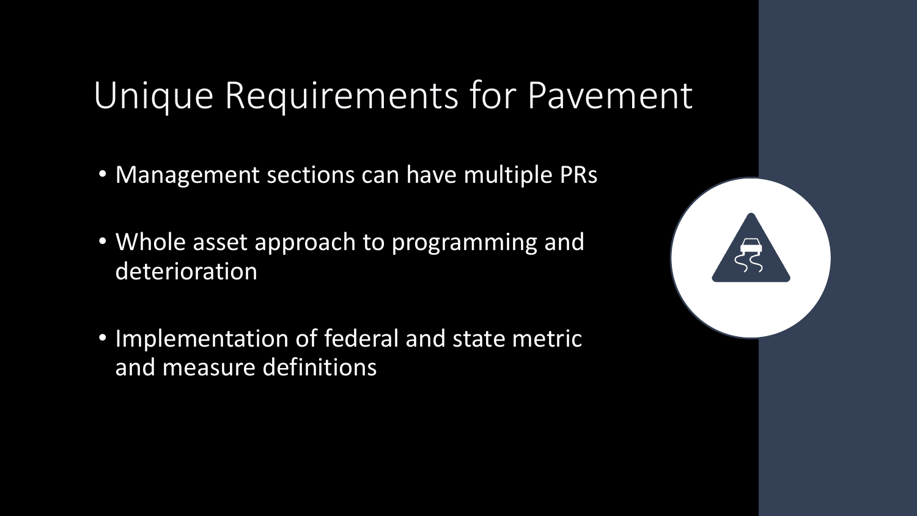# Unique Requirements for Pavement

- Management sections can have multiple PRs
- Whole asset approach to programming and deterioration
- Implementation of federal and state metric and measure definitions